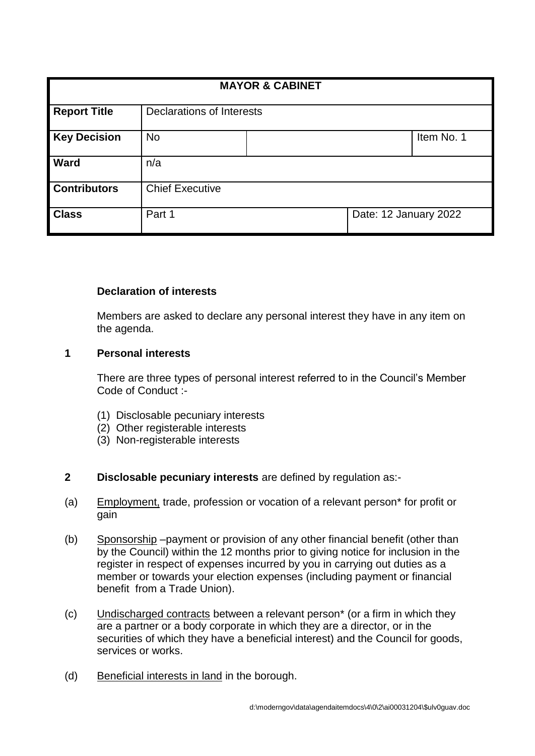| MAYOR & CABINET | | | |
|---|---|---|---|
| **Report Title** | Declarations of Interests | | |
| **Key Decision** | No | | Item No. 1 |
| **Ward** | n/a | | |
| **Contributors** | Chief Executive | | |
| **Class** | Part 1 | Date: 12 January 2022 | |

**Declaration of interests**

Members are asked to declare any personal interest they have in any item on the agenda.

**1 Personal interests**

There are three types of personal interest referred to in the Council's Member Code of Conduct :-

(1) Disclosable pecuniary interests
(2) Other registerable interests
(3) Non-registerable interests

**2 Disclosable pecuniary interests** are defined by regulation as:-

(a) Employment, trade, profession or vocation of a relevant person* for profit or gain

(b) Sponsorship –payment or provision of any other financial benefit (other than by the Council) within the 12 months prior to giving notice for inclusion in the register in respect of expenses incurred by you in carrying out duties as a member or towards your election expenses (including payment or financial benefit from a Trade Union).

(c) Undischarged contracts between a relevant person* (or a firm in which they are a partner or a body corporate in which they are a director, or in the securities of which they have a beneficial interest) and the Council for goods, services or works.

(d) Beneficial interests in land in the borough.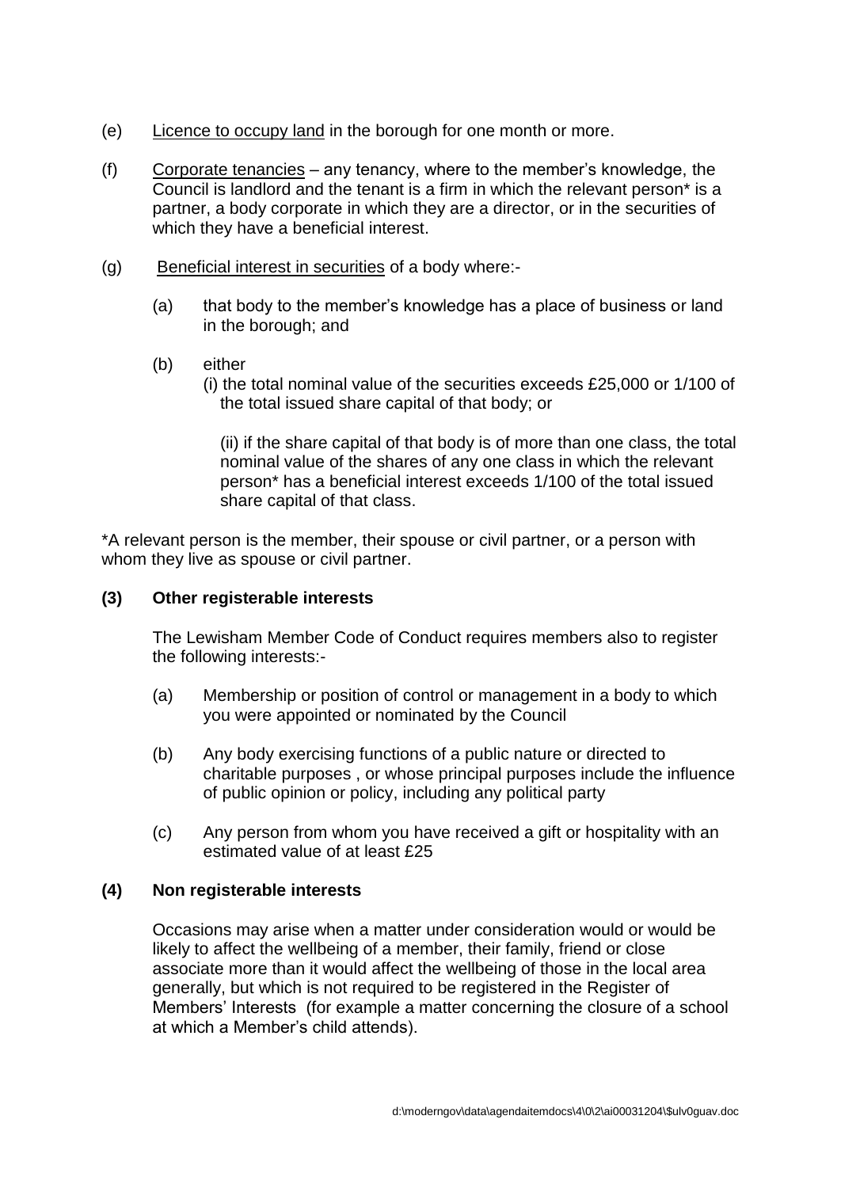(e) Licence to occupy land in the borough for one month or more.

(f) Corporate tenancies – any tenancy, where to the member's knowledge, the Council is landlord and the tenant is a firm in which the relevant person* is a partner, a body corporate in which they are a director, or in the securities of which they have a beneficial interest.

(g) Beneficial interest in securities of a body where:-

  (a) that body to the member's knowledge has a place of business or land in the borough; and

  (b) either
  (i) the total nominal value of the securities exceeds £25,000 or 1/100 of the total issued share capital of that body; or

  (ii) if the share capital of that body is of more than one class, the total nominal value of the shares of any one class in which the relevant person* has a beneficial interest exceeds 1/100 of the total issued share capital of that class.

*A relevant person is the member, their spouse or civil partner, or a person with whom they live as spouse or civil partner.

**(3) Other registerable interests**

The Lewisham Member Code of Conduct requires members also to register the following interests:-

(a) Membership or position of control or management in a body to which you were appointed or nominated by the Council

(b) Any body exercising functions of a public nature or directed to charitable purposes , or whose principal purposes include the influence of public opinion or policy, including any political party

(c) Any person from whom you have received a gift or hospitality with an estimated value of at least £25

**(4) Non registerable interests**

Occasions may arise when a matter under consideration would or would be likely to affect the wellbeing of a member, their family, friend or close associate more than it would affect the wellbeing of those in the local area generally, but which is not required to be registered in the Register of Members' Interests (for example a matter concerning the closure of a school at which a Member's child attends).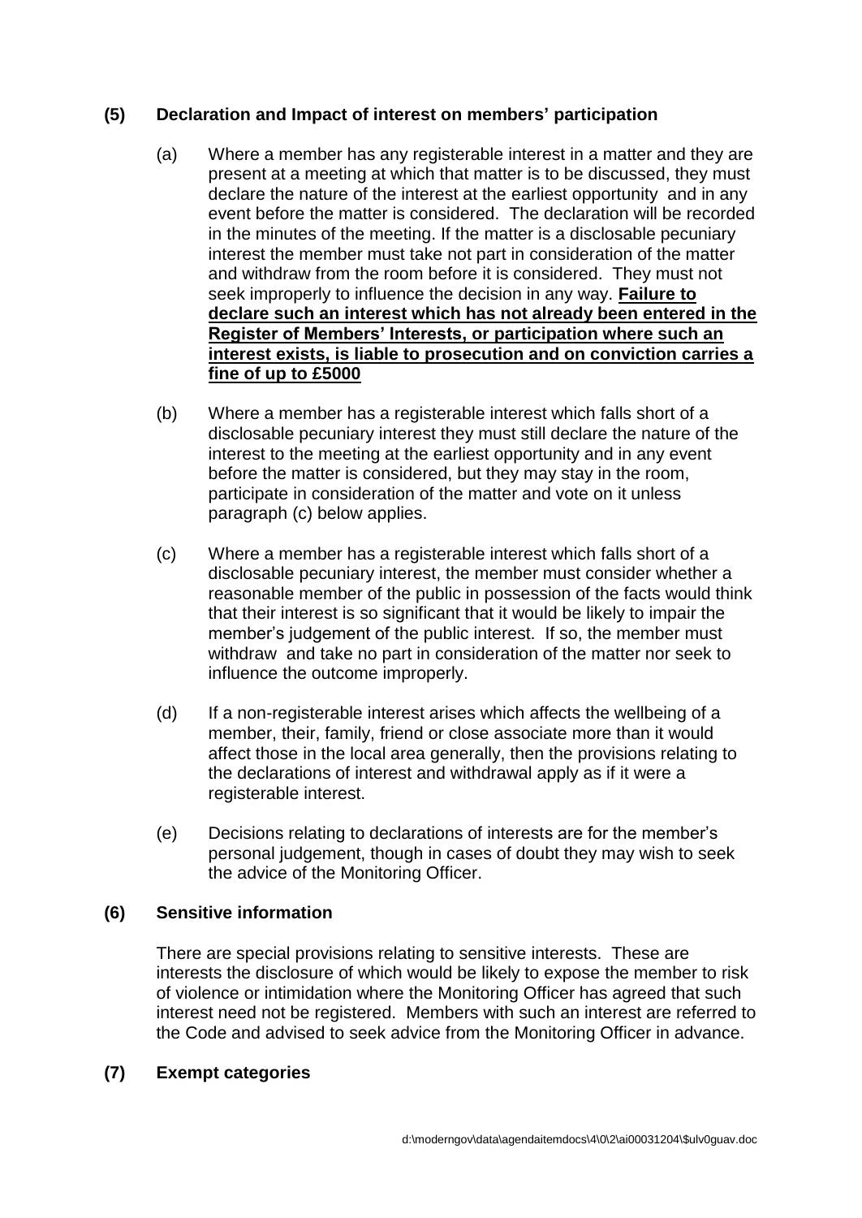## (5) Declaration and Impact of interest on members' participation

(a) Where a member has any registerable interest in a matter and they are present at a meeting at which that matter is to be discussed, they must declare the nature of the interest at the earliest opportunity and in any event before the matter is considered. The declaration will be recorded in the minutes of the meeting. If the matter is a disclosable pecuniary interest the member must take not part in consideration of the matter and withdraw from the room before it is considered. They must not seek improperly to influence the decision in any way. **Failure to declare such an interest which has not already been entered in the Register of Members' Interests, or participation where such an interest exists, is liable to prosecution and on conviction carries a fine of up to £5000**

(b) Where a member has a registerable interest which falls short of a disclosable pecuniary interest they must still declare the nature of the interest to the meeting at the earliest opportunity and in any event before the matter is considered, but they may stay in the room, participate in consideration of the matter and vote on it unless paragraph (c) below applies.

(c) Where a member has a registerable interest which falls short of a disclosable pecuniary interest, the member must consider whether a reasonable member of the public in possession of the facts would think that their interest is so significant that it would be likely to impair the member's judgement of the public interest. If so, the member must withdraw and take no part in consideration of the matter nor seek to influence the outcome improperly.

(d) If a non-registerable interest arises which affects the wellbeing of a member, their, family, friend or close associate more than it would affect those in the local area generally, then the provisions relating to the declarations of interest and withdrawal apply as if it were a registerable interest.

(e) Decisions relating to declarations of interests are for the member's personal judgement, though in cases of doubt they may wish to seek the advice of the Monitoring Officer.

## (6) Sensitive information

There are special provisions relating to sensitive interests. These are interests the disclosure of which would be likely to expose the member to risk of violence or intimidation where the Monitoring Officer has agreed that such interest need not be registered. Members with such an interest are referred to the Code and advised to seek advice from the Monitoring Officer in advance.

## (7) Exempt categories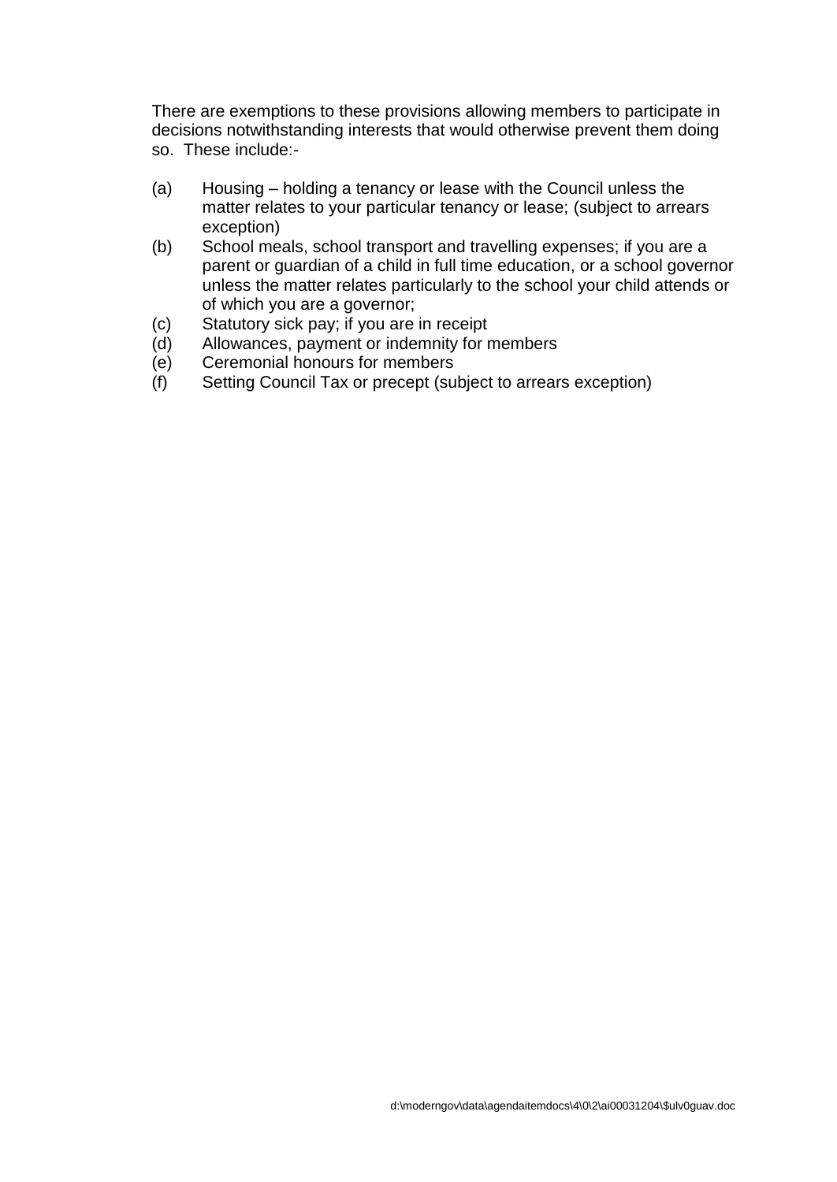There are exemptions to these provisions allowing members to participate in decisions notwithstanding interests that would otherwise prevent them doing so. These include:-

(a) Housing – holding a tenancy or lease with the Council unless the matter relates to your particular tenancy or lease; (subject to arrears exception)

(b) School meals, school transport and travelling expenses; if you are a parent or guardian of a child in full time education, or a school governor unless the matter relates particularly to the school your child attends or of which you are a governor;

(c) Statutory sick pay; if you are in receipt

(d) Allowances, payment or indemnity for members

(e) Ceremonial honours for members

(f) Setting Council Tax or precept (subject to arrears exception)